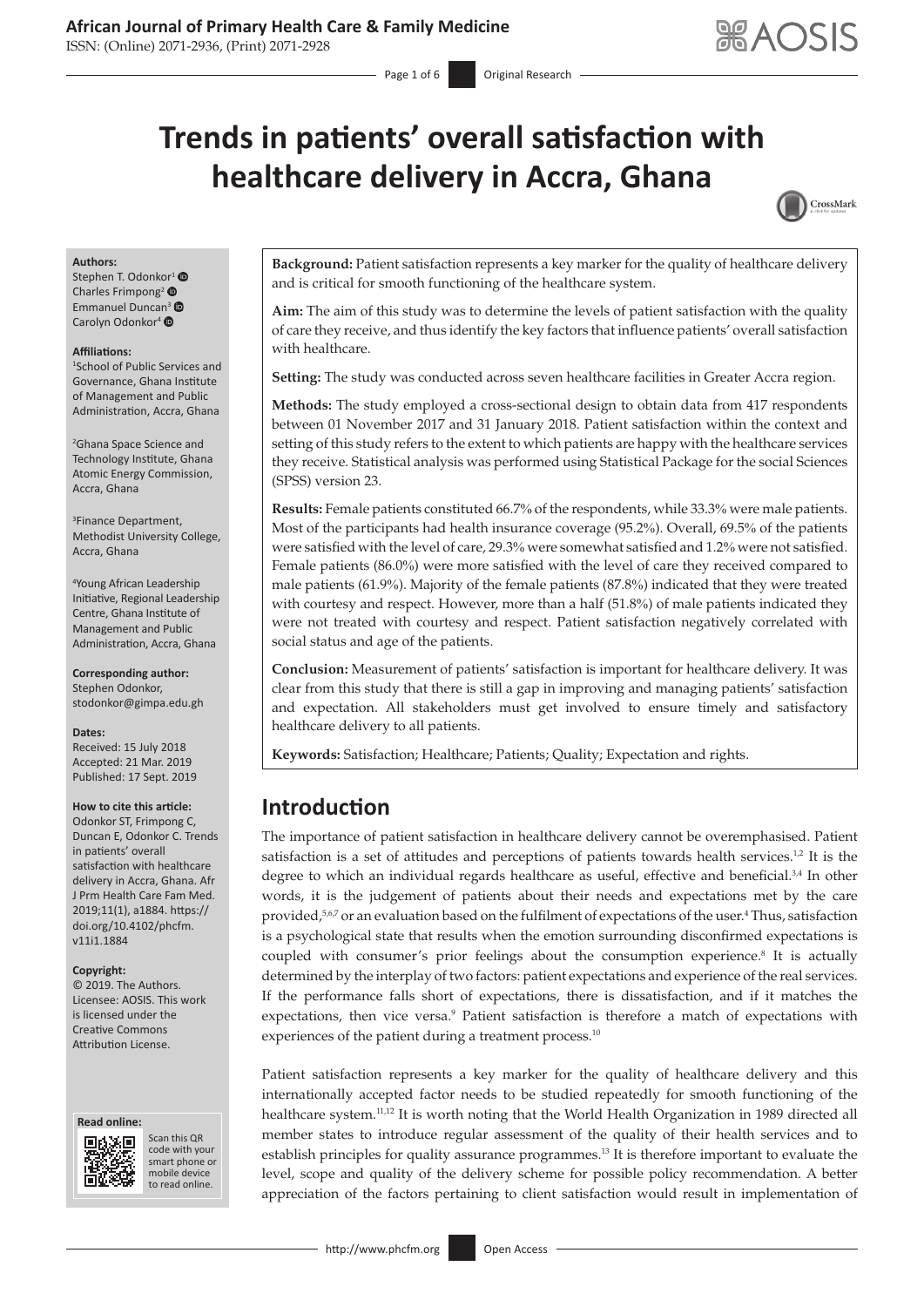# Trends in patients' overall satisfaction with healthcare delivery in Accra, Ghana

**Authors:**
Stephen T. Odonkor[1]
Charles Frimpong[2]
Emmanuel Duncan[3]
Carolyn Odonkor[4]

**Affiliations:**
[1]School of Public Services and Governance, Ghana Institute of Management and Public Administration, Accra, Ghana

[2]Ghana Space Science and Technology Institute, Ghana Atomic Energy Commission, Accra, Ghana

[3]Finance Department, Methodist University College, Accra, Ghana

[4]Young African Leadership Initiative, Regional Leadership Centre, Ghana Institute of Management and Public Administration, Accra, Ghana

**Corresponding author:**
Stephen Odonkor,
stodonkor@gimpa.edu.gh

**Dates:**
Received: 15 July 2018
Accepted: 21 Mar. 2019
Published: 17 Sept. 2019

**How to cite this article:**
Odonkor ST, Frimpong C, Duncan E, Odonkor C. Trends in patients' overall satisfaction with healthcare delivery in Accra, Ghana. Afr J Prm Health Care Fam Med. 2019;11(1), a1884. https://doi.org/10.4102/phcfm.v11i1.1884

**Copyright:**
© 2019. The Authors. Licensee: AOSIS. This work is licensed under the Creative Commons Attribution License.

**Read online:**
Scan this QR code with your smart phone or mobile device to read online.

**Background:** Patient satisfaction represents a key marker for the quality of healthcare delivery and is critical for smooth functioning of the healthcare system.

**Aim:** The aim of this study was to determine the levels of patient satisfaction with the quality of care they receive, and thus identify the key factors that influence patients' overall satisfaction with healthcare.

**Setting:** The study was conducted across seven healthcare facilities in Greater Accra region.

**Methods:** The study employed a cross-sectional design to obtain data from 417 respondents between 01 November 2017 and 31 January 2018. Patient satisfaction within the context and setting of this study refers to the extent to which patients are happy with the healthcare services they receive. Statistical analysis was performed using Statistical Package for the social Sciences (SPSS) version 23.

**Results:** Female patients constituted 66.7% of the respondents, while 33.3% were male patients. Most of the participants had health insurance coverage (95.2%). Overall, 69.5% of the patients were satisfied with the level of care, 29.3% were somewhat satisfied and 1.2% were not satisfied. Female patients (86.0%) were more satisfied with the level of care they received compared to male patients (61.9%). Majority of the female patients (87.8%) indicated that they were treated with courtesy and respect. However, more than a half (51.8%) of male patients indicated they were not treated with courtesy and respect. Patient satisfaction negatively correlated with social status and age of the patients.

**Conclusion:** Measurement of patients' satisfaction is important for healthcare delivery. It was clear from this study that there is still a gap in improving and managing patients' satisfaction and expectation. All stakeholders must get involved to ensure timely and satisfactory healthcare delivery to all patients.

**Keywords:** Satisfaction; Healthcare; Patients; Quality; Expectation and rights.

## Introduction

The importance of patient satisfaction in healthcare delivery cannot be overemphasised. Patient satisfaction is a set of attitudes and perceptions of patients towards health services.[1,2] It is the degree to which an individual regards healthcare as useful, effective and beneficial.[3,4] In other words, it is the judgement of patients about their needs and expectations met by the care provided,[5,6,7] or an evaluation based on the fulfilment of expectations of the user.[4] Thus, satisfaction is a psychological state that results when the emotion surrounding disconfirmed expectations is coupled with consumer's prior feelings about the consumption experience.[8] It is actually determined by the interplay of two factors: patient expectations and experience of the real services. If the performance falls short of expectations, there is dissatisfaction, and if it matches the expectations, then vice versa.[9] Patient satisfaction is therefore a match of expectations with experiences of the patient during a treatment process.[10]

Patient satisfaction represents a key marker for the quality of healthcare delivery and this internationally accepted factor needs to be studied repeatedly for smooth functioning of the healthcare system.[11,12] It is worth noting that the World Health Organization in 1989 directed all member states to introduce regular assessment of the quality of their health services and to establish principles for quality assurance programmes.[13] It is therefore important to evaluate the level, scope and quality of the delivery scheme for possible policy recommendation. A better appreciation of the factors pertaining to client satisfaction would result in implementation of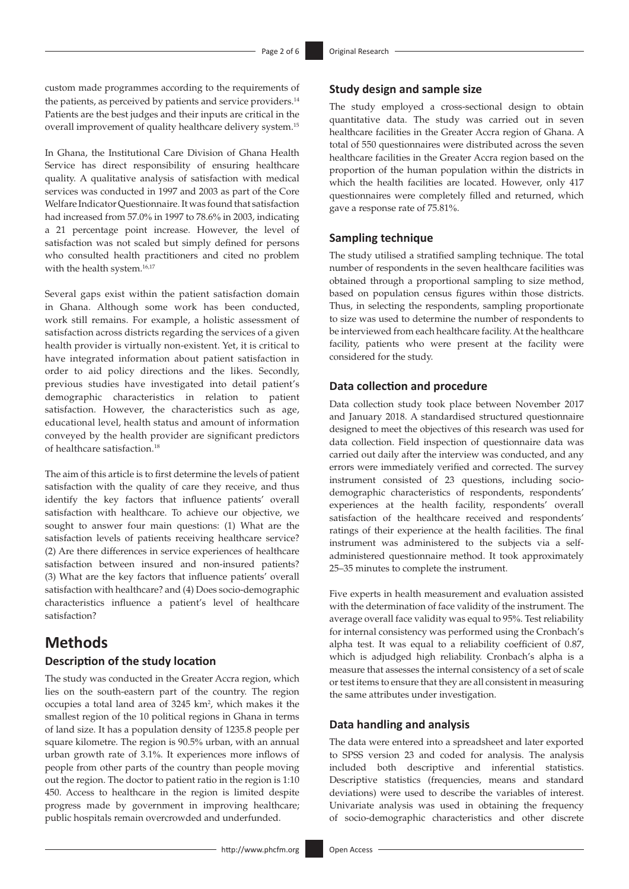custom made programmes according to the requirements of the patients, as perceived by patients and service providers.[14] Patients are the best judges and their inputs are critical in the overall improvement of quality healthcare delivery system.[15]

In Ghana, the Institutional Care Division of Ghana Health Service has direct responsibility of ensuring healthcare quality. A qualitative analysis of satisfaction with medical services was conducted in 1997 and 2003 as part of the Core Welfare Indicator Questionnaire. It was found that satisfaction had increased from 57.0% in 1997 to 78.6% in 2003, indicating a 21 percentage point increase. However, the level of satisfaction was not scaled but simply defined for persons who consulted health practitioners and cited no problem with the health system.[16,17]

Several gaps exist within the patient satisfaction domain in Ghana. Although some work has been conducted, work still remains. For example, a holistic assessment of satisfaction across districts regarding the services of a given health provider is virtually non-existent. Yet, it is critical to have integrated information about patient satisfaction in order to aid policy directions and the likes. Secondly, previous studies have investigated into detail patient's demographic characteristics in relation to patient satisfaction. However, the characteristics such as age, educational level, health status and amount of information conveyed by the health provider are significant predictors of healthcare satisfaction.[18]

The aim of this article is to first determine the levels of patient satisfaction with the quality of care they receive, and thus identify the key factors that influence patients' overall satisfaction with healthcare. To achieve our objective, we sought to answer four main questions: (1) What are the satisfaction levels of patients receiving healthcare service? (2) Are there differences in service experiences of healthcare satisfaction between insured and non-insured patients? (3) What are the key factors that influence patients' overall satisfaction with healthcare? and (4) Does socio-demographic characteristics influence a patient's level of healthcare satisfaction?

# Methods

## Description of the study location

The study was conducted in the Greater Accra region, which lies on the south-eastern part of the country. The region occupies a total land area of 3245 km$^2$, which makes it the smallest region of the 10 political regions in Ghana in terms of land size. It has a population density of 1235.8 people per square kilometre. The region is 90.5% urban, with an annual urban growth rate of 3.1%. It experiences more inflows of people from other parts of the country than people moving out the region. The doctor to patient ratio in the region is 1:10 450. Access to healthcare in the region is limited despite progress made by government in improving healthcare; public hospitals remain overcrowded and underfunded.

## Study design and sample size

The study employed a cross-sectional design to obtain quantitative data. The study was carried out in seven healthcare facilities in the Greater Accra region of Ghana. A total of 550 questionnaires were distributed across the seven healthcare facilities in the Greater Accra region based on the proportion of the human population within the districts in which the health facilities are located. However, only 417 questionnaires were completely filled and returned, which gave a response rate of 75.81%.

## Sampling technique

The study utilised a stratified sampling technique. The total number of respondents in the seven healthcare facilities was obtained through a proportional sampling to size method, based on population census figures within those districts. Thus, in selecting the respondents, sampling proportionate to size was used to determine the number of respondents to be interviewed from each healthcare facility. At the healthcare facility, patients who were present at the facility were considered for the study.

## Data collection and procedure

Data collection study took place between November 2017 and January 2018. A standardised structured questionnaire designed to meet the objectives of this research was used for data collection. Field inspection of questionnaire data was carried out daily after the interview was conducted, and any errors were immediately verified and corrected. The survey instrument consisted of 23 questions, including socio-demographic characteristics of respondents, respondents' experiences at the health facility, respondents' overall satisfaction of the healthcare received and respondents' ratings of their experience at the health facilities. The final instrument was administered to the subjects via a self-administered questionnaire method. It took approximately 25–35 minutes to complete the instrument.

Five experts in health measurement and evaluation assisted with the determination of face validity of the instrument. The average overall face validity was equal to 95%. Test reliability for internal consistency was performed using the Cronbach's alpha test. It was equal to a reliability coefficient of 0.87, which is adjudged high reliability. Cronbach's alpha is a measure that assesses the internal consistency of a set of scale or test items to ensure that they are all consistent in measuring the same attributes under investigation.

## Data handling and analysis

The data were entered into a spreadsheet and later exported to SPSS version 23 and coded for analysis. The analysis included both descriptive and inferential statistics. Descriptive statistics (frequencies, means and standard deviations) were used to describe the variables of interest. Univariate analysis was used in obtaining the frequency of socio-demographic characteristics and other discrete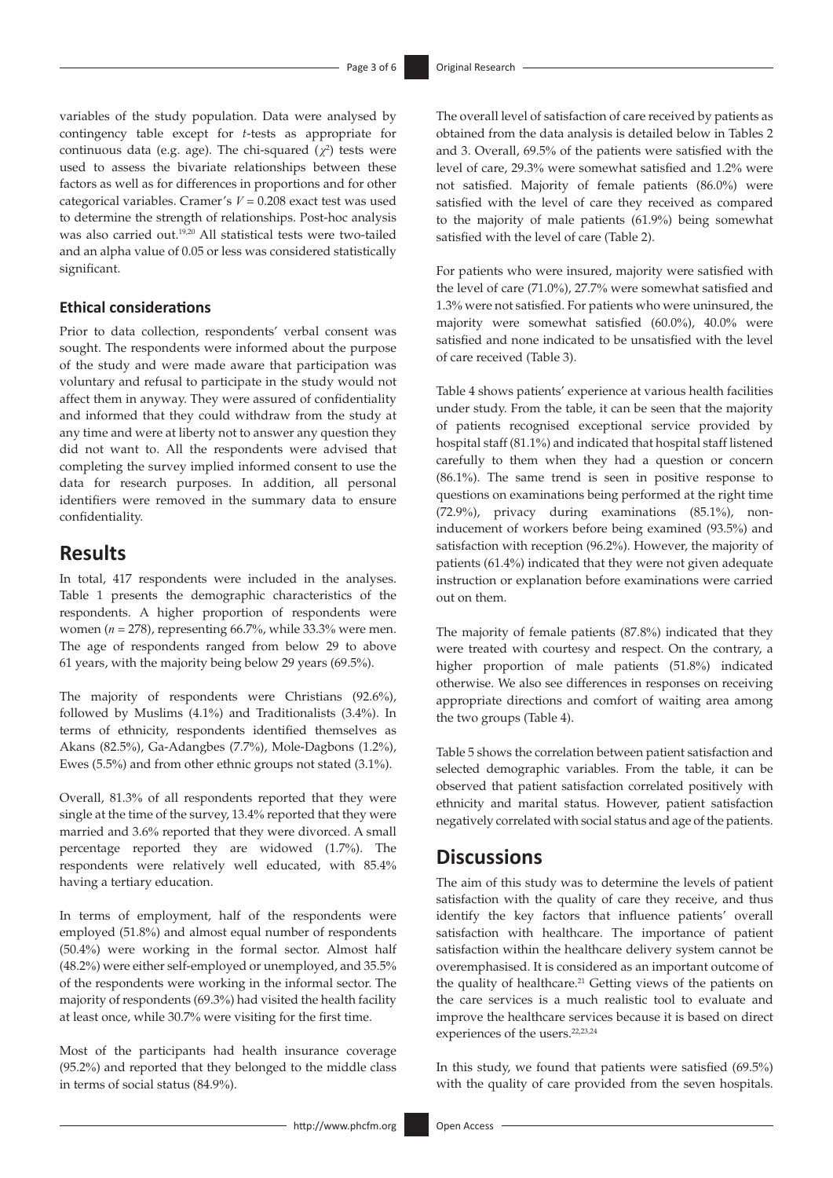variables of the study population. Data were analysed by contingency table except for *t*-tests as appropriate for continuous data (e.g. age). The chi-squared ($\chi^2$) tests were used to assess the bivariate relationships between these factors as well as for differences in proportions and for other categorical variables. Cramer's $V = 0.208$ exact test was used to determine the strength of relationships. Post-hoc analysis was also carried out.[19,20] All statistical tests were two-tailed and an alpha value of 0.05 or less was considered statistically significant.

### Ethical considerations

Prior to data collection, respondents' verbal consent was sought. The respondents were informed about the purpose of the study and were made aware that participation was voluntary and refusal to participate in the study would not affect them in anyway. They were assured of confidentiality and informed that they could withdraw from the study at any time and were at liberty not to answer any question they did not want to. All the respondents were advised that completing the survey implied informed consent to use the data for research purposes. In addition, all personal identifiers were removed in the summary data to ensure confidentiality.

## Results

In total, 417 respondents were included in the analyses. Table 1 presents the demographic characteristics of the respondents. A higher proportion of respondents were women (*n* = 278), representing 66.7%, while 33.3% were men. The age of respondents ranged from below 29 to above 61 years, with the majority being below 29 years (69.5%).

The majority of respondents were Christians (92.6%), followed by Muslims (4.1%) and Traditionalists (3.4%). In terms of ethnicity, respondents identified themselves as Akans (82.5%), Ga-Adangbes (7.7%), Mole-Dagbons (1.2%), Ewes (5.5%) and from other ethnic groups not stated (3.1%).

Overall, 81.3% of all respondents reported that they were single at the time of the survey, 13.4% reported that they were married and 3.6% reported that they were divorced. A small percentage reported they are widowed (1.7%). The respondents were relatively well educated, with 85.4% having a tertiary education.

In terms of employment, half of the respondents were employed (51.8%) and almost equal number of respondents (50.4%) were working in the formal sector. Almost half (48.2%) were either self-employed or unemployed, and 35.5% of the respondents were working in the informal sector. The majority of respondents (69.3%) had visited the health facility at least once, while 30.7% were visiting for the first time.

Most of the participants had health insurance coverage (95.2%) and reported that they belonged to the middle class in terms of social status (84.9%).

The overall level of satisfaction of care received by patients as obtained from the data analysis is detailed below in Tables 2 and 3. Overall, 69.5% of the patients were satisfied with the level of care, 29.3% were somewhat satisfied and 1.2% were not satisfied. Majority of female patients (86.0%) were satisfied with the level of care they received as compared to the majority of male patients (61.9%) being somewhat satisfied with the level of care (Table 2).

For patients who were insured, majority were satisfied with the level of care (71.0%), 27.7% were somewhat satisfied and 1.3% were not satisfied. For patients who were uninsured, the majority were somewhat satisfied (60.0%), 40.0% were satisfied and none indicated to be unsatisfied with the level of care received (Table 3).

Table 4 shows patients' experience at various health facilities under study. From the table, it can be seen that the majority of patients recognised exceptional service provided by hospital staff (81.1%) and indicated that hospital staff listened carefully to them when they had a question or concern (86.1%). The same trend is seen in positive response to questions on examinations being performed at the right time (72.9%), privacy during examinations (85.1%), non-inducement of workers before being examined (93.5%) and satisfaction with reception (96.2%). However, the majority of patients (61.4%) indicated that they were not given adequate instruction or explanation before examinations were carried out on them.

The majority of female patients (87.8%) indicated that they were treated with courtesy and respect. On the contrary, a higher proportion of male patients (51.8%) indicated otherwise. We also see differences in responses on receiving appropriate directions and comfort of waiting area among the two groups (Table 4).

Table 5 shows the correlation between patient satisfaction and selected demographic variables. From the table, it can be observed that patient satisfaction correlated positively with ethnicity and marital status. However, patient satisfaction negatively correlated with social status and age of the patients.

## Discussions

The aim of this study was to determine the levels of patient satisfaction with the quality of care they receive, and thus identify the key factors that influence patients' overall satisfaction with healthcare. The importance of patient satisfaction within the healthcare delivery system cannot be overemphasised. It is considered as an important outcome of the quality of healthcare.[21] Getting views of the patients on the care services is a much realistic tool to evaluate and improve the healthcare services because it is based on direct experiences of the users.[22,23,24]

In this study, we found that patients were satisfied (69.5%) with the quality of care provided from the seven hospitals.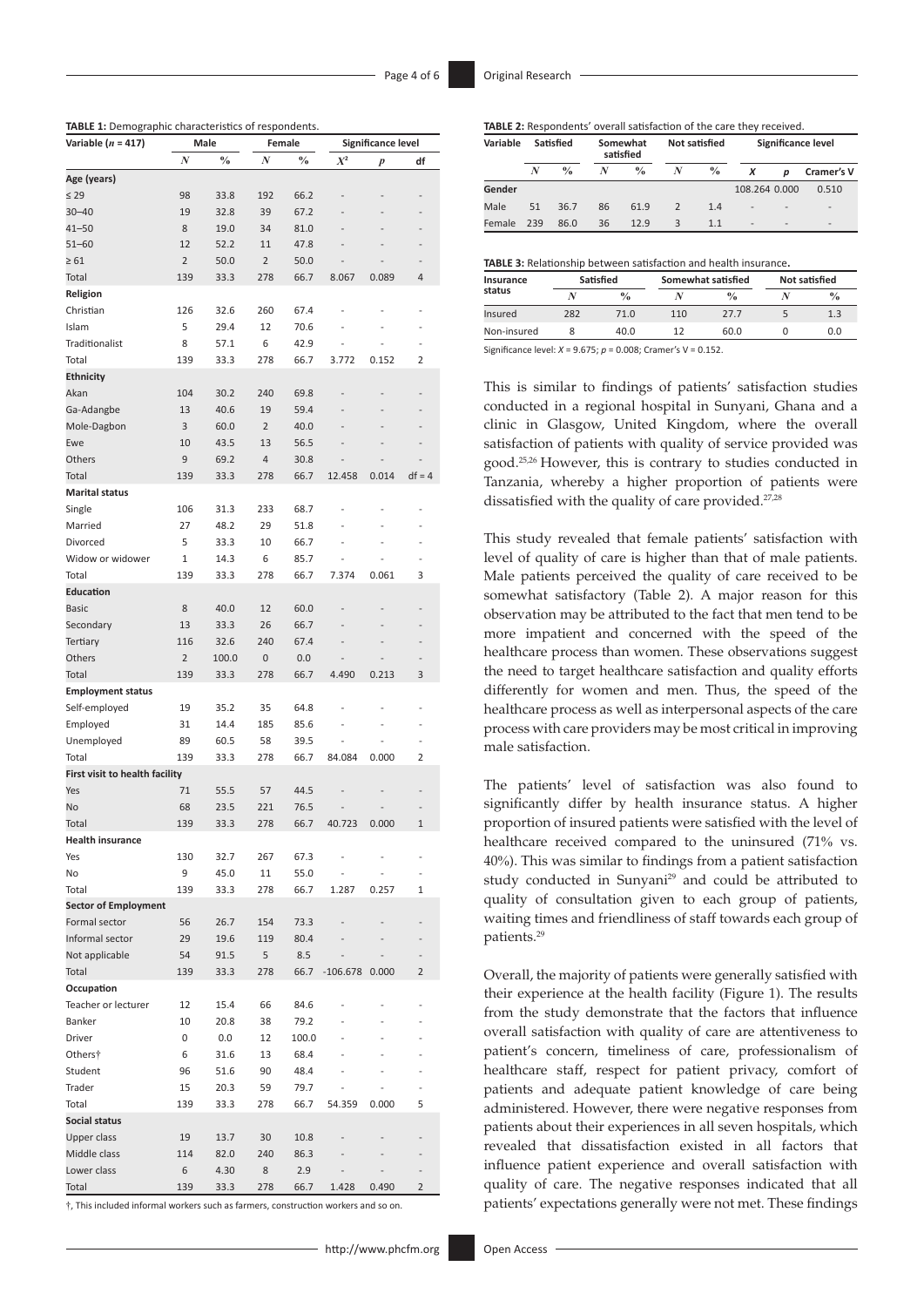**TABLE 1:** Demographic characteristics of respondents.

| Variable ($n$ = 417) | Male | | Female | | Significance level | | |
|---|---|---|---|---|---|---|---|
| | $N$ | % | $N$ | % | $X^2$ | $p$ | df |
| **Age (years)** | | | | | | | |
| ≤ 29 | 98 | 33.8 | 192 | 66.2 | - | - | - |
| 30–40 | 19 | 32.8 | 39 | 67.2 | - | - | - |
| 41–50 | 8 | 19.0 | 34 | 81.0 | - | - | - |
| 51–60 | 12 | 52.2 | 11 | 47.8 | - | - | - |
| ≥ 61 | 2 | 50.0 | 2 | 50.0 | - | - | - |
| Total | 139 | 33.3 | 278 | 66.7 | 8.067 | 0.089 | 4 |
| **Religion** | | | | | | | |
| Christian | 126 | 32.6 | 260 | 67.4 | - | - | - |
| Islam | 5 | 29.4 | 12 | 70.6 | - | - | - |
| Traditionalist | 8 | 57.1 | 6 | 42.9 | - | - | - |
| Total | 139 | 33.3 | 278 | 66.7 | 3.772 | 0.152 | 2 |
| **Ethnicity** | | | | | | | |
| Akan | 104 | 30.2 | 240 | 69.8 | - | - | - |
| Ga-Adangbe | 13 | 40.6 | 19 | 59.4 | - | - | - |
| Mole-Dagbon | 3 | 60.0 | 2 | 40.0 | - | - | - |
| Ewe | 10 | 43.5 | 13 | 56.5 | - | - | - |
| Others | 9 | 69.2 | 4 | 30.8 | - | - | - |
| Total | 139 | 33.3 | 278 | 66.7 | 12.458 | 0.014 | df = 4 |
| **Marital status** | | | | | | | |
| Single | 106 | 31.3 | 233 | 68.7 | - | - | - |
| Married | 27 | 48.2 | 29 | 51.8 | - | - | - |
| Divorced | 5 | 33.3 | 10 | 66.7 | - | - | - |
| Widow or widower | 1 | 14.3 | 6 | 85.7 | - | - | - |
| Total | 139 | 33.3 | 278 | 66.7 | 7.374 | 0.061 | 3 |
| **Education** | | | | | | | |
| Basic | 8 | 40.0 | 12 | 60.0 | - | - | - |
| Secondary | 13 | 33.3 | 26 | 66.7 | - | - | - |
| Tertiary | 116 | 32.6 | 240 | 67.4 | - | - | - |
| Others | 2 | 100.0 | 0 | 0.0 | - | - | - |
| Total | 139 | 33.3 | 278 | 66.7 | 4.490 | 0.213 | 3 |
| **Employment status** | | | | | | | |
| Self-employed | 19 | 35.2 | 35 | 64.8 | - | - | - |
| Employed | 31 | 14.4 | 185 | 85.6 | - | - | - |
| Unemployed | 89 | 60.5 | 58 | 39.5 | - | - | - |
| Total | 139 | 33.3 | 278 | 66.7 | 84.084 | 0.000 | 2 |
| **First visit to health facility** | | | | | | | |
| Yes | 71 | 55.5 | 57 | 44.5 | - | - | - |
| No | 68 | 23.5 | 221 | 76.5 | - | - | - |
| Total | 139 | 33.3 | 278 | 66.7 | 40.723 | 0.000 | 1 |
| **Health insurance** | | | | | | | |
| Yes | 130 | 32.7 | 267 | 67.3 | - | - | - |
| No | 9 | 45.0 | 11 | 55.0 | - | - | - |
| Total | 139 | 33.3 | 278 | 66.7 | 1.287 | 0.257 | 1 |
| **Sector of Employment** | | | | | | | |
| Formal sector | 56 | 26.7 | 154 | 73.3 | - | - | - |
| Informal sector | 29 | 19.6 | 119 | 80.4 | - | - | - |
| Not applicable | 54 | 91.5 | 5 | 8.5 | - | - | - |
| Total | 139 | 33.3 | 278 | 66.7 | -106.678 | 0.000 | 2 |
| **Occupation** | | | | | | | |
| Teacher or lecturer | 12 | 15.4 | 66 | 84.6 | - | - | - |
| Banker | 10 | 20.8 | 38 | 79.2 | - | - | - |
| Driver | 0 | 0.0 | 12 | 100.0 | - | - | - |
| Others† | 6 | 31.6 | 13 | 68.4 | - | - | - |
| Student | 96 | 51.6 | 90 | 48.4 | - | - | - |
| Trader | 15 | 20.3 | 59 | 79.7 | - | - | - |
| Total | 139 | 33.3 | 278 | 66.7 | 54.359 | 0.000 | 5 |
| **Social status** | | | | | | | |
| Upper class | 19 | 13.7 | 30 | 10.8 | - | - | - |
| Middle class | 114 | 82.0 | 240 | 86.3 | - | - | - |
| Lower class | 6 | 4.30 | 8 | 2.9 | - | - | - |
| Total | 139 | 33.3 | 278 | 66.7 | 1.428 | 0.490 | 2 |

†, This included informal workers such as farmers, construction workers and so on.

**TABLE 2:** Respondents' overall satisfaction of the care they received.

| Variable | Satisfied | | Somewhat satisfied | | Not satisfied | | Significance level | | |
|---|---|---|---|---|---|---|---|---|---|
| | $N$ | % | $N$ | % | $N$ | % | $X$ | $p$ | Cramer's V |
| Gender | | | | | | | 108.264 | 0.000 | 0.510 |
| Male | 51 | 36.7 | 86 | 61.9 | 2 | 1.4 | - | - | - |
| Female | 239 | 86.0 | 36 | 12.9 | 3 | 1.1 | - | - | - |

**TABLE 3:** Relationship between satisfaction and health insurance.

| Insurance status | Satisfied | | Somewhat satisfied | | Not satisfied | |
|---|---|---|---|---|---|---|
| | $N$ | % | $N$ | % | $N$ | % |
| Insured | 282 | 71.0 | 110 | 27.7 | 5 | 1.3 |
| Non-insured | 8 | 40.0 | 12 | 60.0 | 0 | 0.0 |

Significance level: $X$ = 9.675; $p$ = 0.008; Cramer's V = 0.152.

This is similar to findings of patients' satisfaction studies conducted in a regional hospital in Sunyani, Ghana and a clinic in Glasgow, United Kingdom, where the overall satisfaction of patients with quality of service provided was good.[25,26] However, this is contrary to studies conducted in Tanzania, whereby a higher proportion of patients were dissatisfied with the quality of care provided.[27,28]

This study revealed that female patients' satisfaction with level of quality of care is higher than that of male patients. Male patients perceived the quality of care received to be somewhat satisfactory (Table 2). A major reason for this observation may be attributed to the fact that men tend to be more impatient and concerned with the speed of the healthcare process than women. These observations suggest the need to target healthcare satisfaction and quality efforts differently for women and men. Thus, the speed of the healthcare process as well as interpersonal aspects of the care process with care providers may be most critical in improving male satisfaction.

The patients' level of satisfaction was also found to significantly differ by health insurance status. A higher proportion of insured patients were satisfied with the level of healthcare received compared to the uninsured (71% vs. 40%). This was similar to findings from a patient satisfaction study conducted in Sunyani[29] and could be attributed to quality of consultation given to each group of patients, waiting times and friendliness of staff towards each group of patients.[29]

Overall, the majority of patients were generally satisfied with their experience at the health facility (Figure 1). The results from the study demonstrate that the factors that influence overall satisfaction with quality of care are attentiveness to patient's concern, timeliness of care, professionalism of healthcare staff, respect for patient privacy, comfort of patients and adequate patient knowledge of care being administered. However, there were negative responses from patients about their experiences in all seven hospitals, which revealed that dissatisfaction existed in all factors that influence patient experience and overall satisfaction with quality of care. The negative responses indicated that all patients' expectations generally were not met. These findings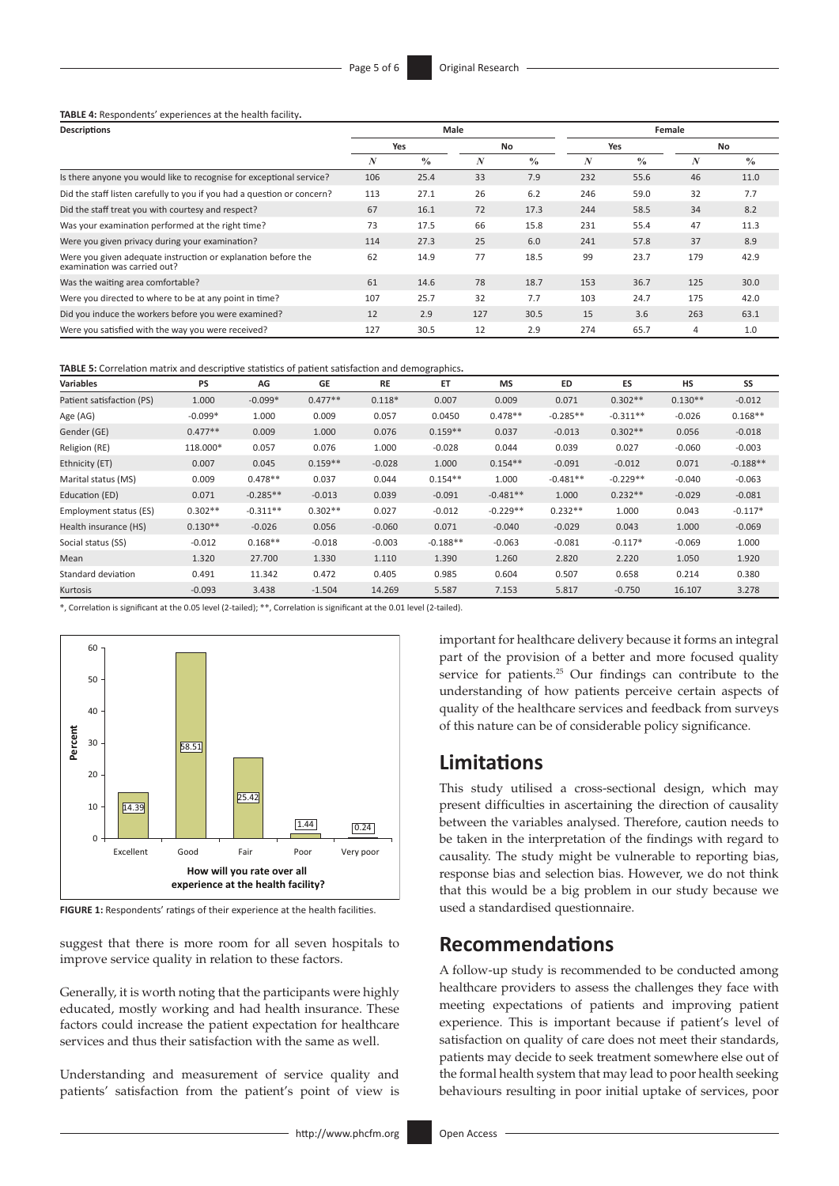**TABLE 4:** Respondents' experiences at the health facility.

| Descriptions | Male | | | | Female | | | |
|---|---|---|---|---|---|---|---|---|
| | Yes | | No | | Yes | | No | |
| | *N* | % | *N* | % | *N* | % | *N* | % |
| Is there anyone you would like to recognise for exceptional service? | 106 | 25.4 | 33 | 7.9 | 232 | 55.6 | 46 | 11.0 |
| Did the staff listen carefully to you if you had a question or concern? | 113 | 27.1 | 26 | 6.2 | 246 | 59.0 | 32 | 7.7 |
| Did the staff treat you with courtesy and respect? | 67 | 16.1 | 72 | 17.3 | 244 | 58.5 | 34 | 8.2 |
| Was your examination performed at the right time? | 73 | 17.5 | 66 | 15.8 | 231 | 55.4 | 47 | 11.3 |
| Were you given privacy during your examination? | 114 | 27.3 | 25 | 6.0 | 241 | 57.8 | 37 | 8.9 |
| Were you given adequate instruction or explanation before the examination was carried out? | 62 | 14.9 | 77 | 18.5 | 99 | 23.7 | 179 | 42.9 |
| Was the waiting area comfortable? | 61 | 14.6 | 78 | 18.7 | 153 | 36.7 | 125 | 30.0 |
| Were you directed to where to be at any point in time? | 107 | 25.7 | 32 | 7.7 | 103 | 24.7 | 175 | 42.0 |
| Did you induce the workers before you were examined? | 12 | 2.9 | 127 | 30.5 | 15 | 3.6 | 263 | 63.1 |
| Were you satisfied with the way you were received? | 127 | 30.5 | 12 | 2.9 | 274 | 65.7 | 4 | 1.0 |

**TABLE 5:** Correlation matrix and descriptive statistics of patient satisfaction and demographics.

| Variables | PS | AG | GE | RE | ET | MS | ED | ES | HS | SS |
|---|---|---|---|---|---|---|---|---|---|---|
| Patient satisfaction (PS) | 1.000 | -0.099* | 0.477** | 0.118* | 0.007 | 0.009 | 0.071 | 0.302** | 0.130** | -0.012 |
| Age (AG) | -0.099* | 1.000 | 0.009 | 0.057 | 0.0450 | 0.478** | -0.285** | -0.311** | -0.026 | 0.168** |
| Gender (GE) | 0.477** | 0.009 | 1.000 | 0.076 | 0.159** | 0.037 | -0.013 | 0.302** | 0.056 | -0.018 |
| Religion (RE) | 118.000* | 0.057 | 0.076 | 1.000 | -0.028 | 0.044 | 0.039 | 0.027 | -0.060 | -0.003 |
| Ethnicity (ET) | 0.007 | 0.045 | 0.159** | -0.028 | 1.000 | 0.154** | -0.091 | -0.012 | 0.071 | -0.188** |
| Marital status (MS) | 0.009 | 0.478** | 0.037 | 0.044 | 0.154** | 1.000 | -0.481** | -0.229** | -0.040 | -0.063 |
| Education (ED) | 0.071 | -0.285** | -0.013 | 0.039 | -0.091 | -0.481** | 1.000 | 0.232** | -0.029 | -0.081 |
| Employment status (ES) | 0.302** | -0.311** | 0.302** | 0.027 | -0.012 | -0.229** | 0.232** | 1.000 | 0.043 | -0.117* |
| Health insurance (HS) | 0.130** | -0.026 | 0.056 | -0.060 | 0.071 | -0.040 | -0.029 | 0.043 | 1.000 | -0.069 |
| Social status (SS) | -0.012 | 0.168** | -0.018 | -0.003 | -0.188** | -0.063 | -0.081 | -0.117* | -0.069 | 1.000 |
| Mean | 1.320 | 27.700 | 1.330 | 1.110 | 1.390 | 1.260 | 2.820 | 2.220 | 1.050 | 1.920 |
| Standard deviation | 0.491 | 11.342 | 0.472 | 0.405 | 0.985 | 0.604 | 0.507 | 0.658 | 0.214 | 0.380 |
| Kurtosis | -0.093 | 3.438 | -1.504 | 14.269 | 5.587 | 7.153 | 5.817 | -0.750 | 16.107 | 3.278 |

*, Correlation is significant at the 0.05 level (2-tailed); **, Correlation is significant at the 0.01 level (2-tailed).

**FIGURE 1:** Respondents' ratings of their experience at the health facilities.

suggest that there is more room for all seven hospitals to improve service quality in relation to these factors.

Generally, it is worth noting that the participants were highly educated, mostly working and had health insurance. These factors could increase the patient expectation for healthcare services and thus their satisfaction with the same as well.

Understanding and measurement of service quality and patients' satisfaction from the patient's point of view is important for healthcare delivery because it forms an integral part of the provision of a better and more focused quality service for patients.[25] Our findings can contribute to the understanding of how patients perceive certain aspects of quality of the healthcare services and feedback from surveys of this nature can be of considerable policy significance.

## Limitations

This study utilised a cross-sectional design, which may present difficulties in ascertaining the direction of causality between the variables analysed. Therefore, caution needs to be taken in the interpretation of the findings with regard to causality. The study might be vulnerable to reporting bias, response bias and selection bias. However, we do not think that this would be a big problem in our study because we used a standardised questionnaire.

## Recommendations

A follow-up study is recommended to be conducted among healthcare providers to assess the challenges they face with meeting expectations of patients and improving patient experience. This is important because if patient's level of satisfaction on quality of care does not meet their standards, patients may decide to seek treatment somewhere else out of the formal health system that may lead to poor health seeking behaviours resulting in poor initial uptake of services, poor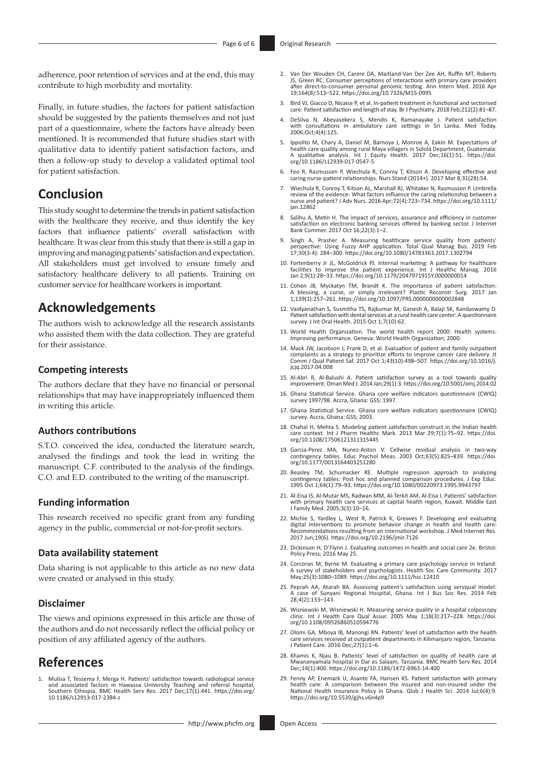adherence, poor retention of services and at the end, this may contribute to high morbidity and mortality.

Finally, in future studies, the factors for patient satisfaction should be suggested by the patients themselves and not just part of a questionnaire, where the factors have already been mentioned. It is recommended that future studies start with qualitative data to identify patient satisfaction factors, and then a follow-up study to develop a validated optimal tool for patient satisfaction.

## Conclusion

This study sought to determine the trends in patient satisfaction with the healthcare they receive, and thus identify the key factors that influence patients' overall satisfaction with healthcare. It was clear from this study that there is still a gap in improving and managing patients' satisfaction and expectation. All stakeholders must get involved to ensure timely and satisfactory healthcare delivery to all patients. Training on customer service for healthcare workers is important.

## Acknowledgements

The authors wish to acknowledge all the research assistants who assisted them with the data collection. They are grateful for their assistance.

### Competing interests

The authors declare that they have no financial or personal relationships that may have inappropriately influenced them in writing this article.

### Authors contributions

S.T.O. conceived the idea, conducted the literature search, analysed the findings and took the lead in writing the manuscript. C.F. contributed to the analysis of the findings. C.O. and E.D. contributed to the writing of the manuscript.

### Funding information

This research received no specific grant from any funding agency in the public, commercial or not-for-profit sectors.

### Data availability statement

Data sharing is not applicable to this article as no new data were created or analysed in this study.

### Disclaimer

The views and opinions expressed in this article are those of the authors and do not necessarily reflect the official policy or position of any affiliated agency of the authors.

## References

1. Mulisa T, Tessema F, Merga H. Patients' satisfaction towards radiological service and associated factors in Hawassa University Teaching and referral hospital, Southern Ethiopia. BMC Health Serv Res. 2017 Dec;17(1):441. https://doi.org/10.1186/s12913-017-2384-z
2. Van Der Wouden CH, Carere DA, Maitland-Van Der Zee AH, Ruffin MT, Roberts JS, Green RC. Consumer perceptions of interactions with primary care providers after direct-to-consumer personal genomic testing. Ann Intern Med. 2016 Apr 19;164(8):513–522. https://doi.org/10.7326/M15-0995
3. Bird VJ, Giacco D, Nicaise P, et al. In-patient treatment in functional and sectorised care: Patient satisfaction and length of stay. Br J Psychiatry. 2018 Feb;212(2):81–87.
4. DeSilva N, Abeyasekera S, Mendis K, Ramanayake J. Patient satisfaction with consultations in ambulatory care settings in Sri Lanka. Med Today. 2006;Oct;4(4):125.
5. Ippolito M, Chary A, Daniel M, Barnoya J, Monroe A, Eakin M. Expectations of health care quality among rural Maya villagers in Sololá Department, Guatemala: A qualitative analysis. Int J Equity Health. 2017 Dec;16(1):51. https://doi.org/10.1186/s12939-017-0547-5
6. Feo R, Rasmussen P, Wiechula R, Conroy T, Kitson A. Developing effective and caring nurse-patient relationships. Nurs Stand (2014+). 2017 Mar 8;31(28):54.
7. Wiechula R, Conroy T, Kitson AL, Marshall RJ, Whitaker N, Rasmussen P. Umbrella review of the evidence: What factors influence the caring relationship between a nurse and patient? J Adv Nurs. 2016 Apr;72(4):723–734. https://doi.org/10.1111/jan.12862
8. Salihu A, Metin H. The impact of services, assurance and efficiency in customer satisfaction on electronic banking services offered by banking sector. J Internet Bank Commer. 2017 Oct 16;22(3):1–2.
9. Singh A, Prasher A. Measuring healthcare service quality from patients' perspective: Using Fuzzy AHP application. Total Qual Manag Bus. 2019 Feb 17;30(3-4): 284–300. https://doi.org/10.1080/14783363.2017.1302794
10. Fortenberry Jr JL, McGoldrick PJ. Internal marketing: A pathway for healthcare facilities to improve the patient experience. Int J Healthc Manag. 2016 Jan 2;9(1):28–33. https://doi.org/10.1179/2047971915Y.0000000014
11. Cohen JB, Myckatyn TM, Brandt K. The importance of patient satisfaction: A blessing, a curse, or simply irrelevant? Plastic Reconstr Surg. 2017 Jan 1;139(1):257–261. https://doi.org/10.1097/PRS.0000000000002848
12. Vaidyanathan S, Susmitha TS, Rajkumar M, Ganesh A, Balaji SK, Kandaswamy D. Patient satisfaction with dental services at a rural health care center: A questionnaire survey. J Int Oral Health. 2015 Oct 1;7(10):62.
13. World Health Organization. The world health report 2000: Health systems: Improving performance. Geneva: World Health Organization; 2000.
14. Mack JW, Jacobson J, Frank D, et al. Evaluation of patient and family outpatient complaints as a strategy to prioritize efforts to improve cancer care delivery. Jt Comm J Qual Patient Saf. 2017 Oct 1;43(10):498–507. https://doi.org/10.1016/j.jcjq.2017.04.008
15. Al-Abri R, Al-Balushi A. Patient satisfaction survey as a tool towards quality improvement. Oman Med J. 2014 Jan;29(1):3. https://doi.org/10.5001/omj.2014.02
16. Ghana Statistical Service. Ghana core welfare indicators questionnaire (CWIQ) survey 1997/98. Accra, Ghana: GSS; 1997.
17. Ghana Statistical Service. Ghana core welfare indicators questionnaire (CWIQ) survey. Accra, Ghana: GSS; 2003.
18. Chahal H, Mehta S. Modeling patient satisfaction construct in the Indian health care context. Int J Pharm Healthc Mark. 2013 Mar 29;7(1):75–92. https://doi.org/10.1108/17506121311315445
19. Garcia-Perez MA, Nunez-Anton V. Cellwise residual analysis in two-way contingency tables. Educ Psychol Meas. 2003 Oct;63(5):825–839. https://doi.org/10.1177/0013164403251280
20. Beasley TM, Schumacker RE. Multiple regression approach to analyzing contingency tables: Post hoc and planned comparison procedures. J Exp Educ. 1995 Oct 1;64(1):79–93. https://doi.org/10.1080/00220973.1995.9943797
21. Al-Eisa IS, Al-Mutar MS, Radwan MM, Al-Terkit AM, Al-Eisa I. Patients' satisfaction with primary health care services at capital health region, Kuwait. Middle East J Family Med. 2005;3(3):10–16.
22. Michie S, Yardley L, West R, Patrick K, Greaves F. Developing and evaluating digital interventions to promote behavior change in health and health care: Recommendations resulting from an international workshop. J Med Internet Res. 2017 Jun;19(6). https://doi.org/10.2196/jmir.7126
23. Dickinson H, O'Flynn J. Evaluating outcomes in health and social care 2e. Bristol: Policy Press; 2016 May 25.
24. Corcoran M, Byrne M. Evaluating a primary care psychology service in Ireland: A survey of stakeholders and psychologists. Health Soc Care Community. 2017 May;25(3):1080–1089. https://doi.org/10.1111/hsc.12410
25. Peprah AA, Atarah BA. Assessing patient's satisfaction using servqual model: A case of Sunyani Regional Hospital, Ghana. Int J Bus Soc Res. 2014 Feb 28;4(2):133–143.
26. Wisniewski M, Wisniewski H. Measuring service quality in a hospital colposcopy clinic. Int J Health Care Qual Assur. 2005 May 1;18(3):217–228. https://doi.org/10.1108/09526860510594776
27. Olomi GA, Mboya IB, Manongi RN. Patients' level of satisfaction with the health care services received at outpatient departments in Kilimanjaro region, Tanzania. J Patient Care. 2016 Dec;27(1):1–6.
28. Khamis K, Njau B. Patients' level of satisfaction on quality of health care at Mwananyamala hospital in Dar es Salaam, Tanzania. BMC Health Serv Res. 2014 Dec;14(1):400. https://doi.org/10.1186/1472-6963-14-400
29. Fenny AP, Enemark U, Asante FA, Hansen KS. Patient satisfaction with primary health care: A comparison between the insured and non-insured under the National Health Insurance Policy in Ghana. Glob J Health Sci. 2014 Jul;6(4):9. https://doi.org/10.5539/gjhs.v6n4p9